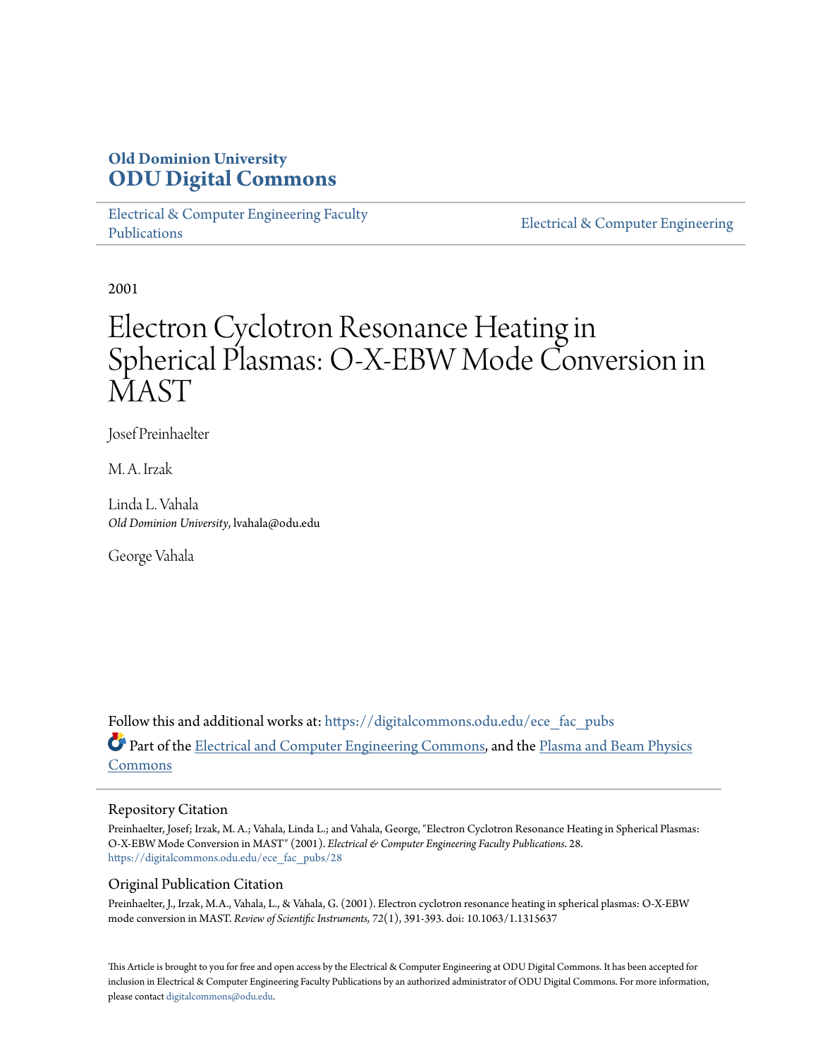**Old Dominion University**
**ODU Digital Commons**

Electrical & Computer Engineering Faculty Publications

Electrical & Computer Engineering

2001

# Electron Cyclotron Resonance Heating in Spherical Plasmas: O-X-EBW Mode Conversion in MAST

Josef Preinhaelter

M. A. Irzak

Linda L. Vahala
*Old Dominion University*, lvahala@odu.edu

George Vahala

Follow this and additional works at: https://digitalcommons.odu.edu/ece_fac_pubs

Part of the Electrical and Computer Engineering Commons, and the Plasma and Beam Physics Commons

## Repository Citation

Preinhaelter, Josef; Irzak, M. A.; Vahala, Linda L.; and Vahala, George, "Electron Cyclotron Resonance Heating in Spherical Plasmas: O-X-EBW Mode Conversion in MAST" (2001). *Electrical & Computer Engineering Faculty Publications*. 28.
https://digitalcommons.odu.edu/ece_fac_pubs/28

## Original Publication Citation

Preinhaelter, J., Irzak, M.A., Vahala, L., & Vahala, G. (2001). Electron cyclotron resonance heating in spherical plasmas: O-X-EBW mode conversion in MAST. *Review of Scientific Instruments, 72*(1), 391-393. doi: 10.1063/1.1315637

This Article is brought to you for free and open access by the Electrical & Computer Engineering at ODU Digital Commons. It has been accepted for inclusion in Electrical & Computer Engineering Faculty Publications by an authorized administrator of ODU Digital Commons. For more information, please contact digitalcommons@odu.edu.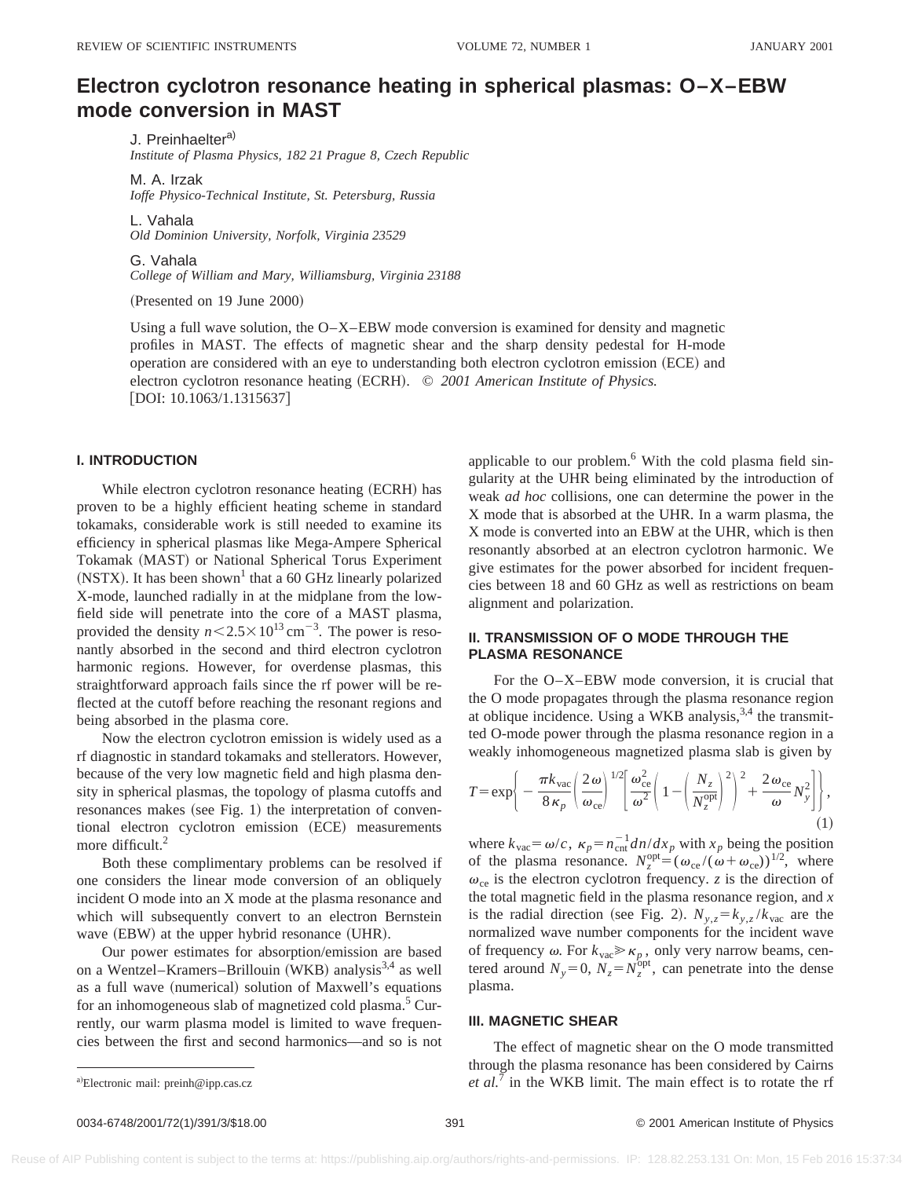# Electron cyclotron resonance heating in spherical plasmas: O–X–EBW mode conversion in MAST

J. Preinhaelter[a)]
*Institute of Plasma Physics, 182 21 Prague 8, Czech Republic*

M. A. Irzak
*Ioffe Physico-Technical Institute, St. Petersburg, Russia*

L. Vahala
*Old Dominion University, Norfolk, Virginia 23529*

G. Vahala
*College of William and Mary, Williamsburg, Virginia 23188*

(Presented on 19 June 2000)

Using a full wave solution, the O–X–EBW mode conversion is examined for density and magnetic profiles in MAST. The effects of magnetic shear and the sharp density pedestal for H-mode operation are considered with an eye to understanding both electron cyclotron emission (ECE) and electron cyclotron resonance heating (ECRH). © *2001 American Institute of Physics.* [DOI: 10.1063/1.1315637]

## I. INTRODUCTION

While electron cyclotron resonance heating (ECRH) has proven to be a highly efficient heating scheme in standard tokamaks, considerable work is still needed to examine its efficiency in spherical plasmas like Mega-Ampere Spherical Tokamak (MAST) or National Spherical Torus Experiment (NSTX). It has been shown[1] that a 60 GHz linearly polarized X-mode, launched radially in at the midplane from the low-field side will penetrate into the core of a MAST plasma, provided the density $n < 2.5\times10^{13}\,\mathrm{cm}^{-3}$. The power is resonantly absorbed in the second and third electron cyclotron harmonic regions. However, for overdense plasmas, this straightforward approach fails since the rf power will be reflected at the cutoff before reaching the resonant regions and being absorbed in the plasma core.

Now the electron cyclotron emission is widely used as a rf diagnostic in standard tokamaks and stellerators. However, because of the very low magnetic field and high plasma density in spherical plasmas, the topology of plasma cutoffs and resonances makes (see Fig. 1) the interpretation of conventional electron cyclotron emission (ECE) measurements more difficult.[2]

Both these complimentary problems can be resolved if one considers the linear mode conversion of an obliquely incident O mode into an X mode at the plasma resonance and which will subsequently convert to an electron Bernstein wave (EBW) at the upper hybrid resonance (UHR).

Our power estimates for absorption/emission are based on a Wentzel–Kramers–Brillouin (WKB) analysis[3,4] as well as a full wave (numerical) solution of Maxwell's equations for an inhomogeneous slab of magnetized cold plasma.[5] Currently, our warm plasma model is limited to wave frequencies between the first and second harmonics—and so is not applicable to our problem.[6] With the cold plasma field singularity at the UHR being eliminated by the introduction of weak *ad hoc* collisions, one can determine the power in the X mode that is absorbed at the UHR. In a warm plasma, the X mode is converted into an EBW at the UHR, which is then resonantly absorbed at an electron cyclotron harmonic. We give estimates for the power absorbed for incident frequencies between 18 and 60 GHz as well as restrictions on beam alignment and polarization.

## II. TRANSMISSION OF O MODE THROUGH THE PLASMA RESONANCE

For the O–X–EBW mode conversion, it is crucial that the O mode propagates through the plasma resonance region at oblique incidence. Using a WKB analysis,[3,4] the transmitted O-mode power through the plasma resonance region in a weakly inhomogeneous magnetized plasma slab is given by

$$T=\exp\left\{-\frac{\pi k_{\mathrm{vac}}}{8\kappa_p}\left(\frac{2\omega}{\omega_{\mathrm{ce}}}\right)^{1/2}\left[\frac{\omega_{\mathrm{ce}}^2}{\omega^2}\left(1-\left(\frac{N_z}{N_z^{\mathrm{opt}}}\right)^2\right)^2+\frac{2\omega_{\mathrm{ce}}}{\omega}N_y^2\right]\right\},\tag{1}$$

where $k_{\mathrm{vac}}=\omega/c$, $\kappa_p=n_{\mathrm{cnt}}^{-1}dn/dx_p$ with $x_p$ being the position of the plasma resonance. $N_z^{\mathrm{opt}}=(\omega_{\mathrm{ce}}/(\omega+\omega_{\mathrm{ce}}))^{1/2}$, where $\omega_{\mathrm{ce}}$ is the electron cyclotron frequency. $z$ is the direction of the total magnetic field in the plasma resonance region, and $x$ is the radial direction (see Fig. 2). $N_{y,z}=k_{y,z}/k_{\mathrm{vac}}$ are the normalized wave number components for the incident wave of frequency $\omega$. For $k_{\mathrm{vac}}\gg\kappa_p$, only very narrow beams, centered around $N_y=0$, $N_z=N_z^{\mathrm{opt}}$, can penetrate into the dense plasma.

## III. MAGNETIC SHEAR

The effect of magnetic shear on the O mode transmitted through the plasma resonance has been considered by Cairns *et al.*[7] in the WKB limit. The main effect is to rotate the rf

a)Electronic mail: preinh@ipp.cas.cz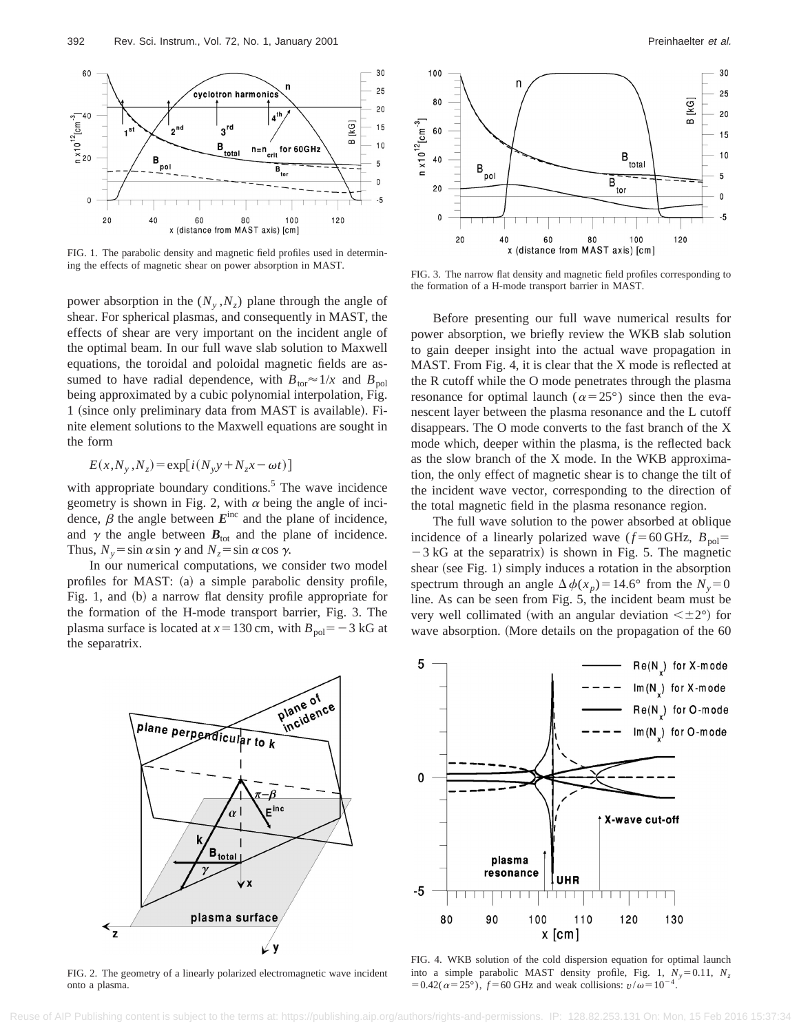FIG. 1. The parabolic density and magnetic field profiles used in determining the effects of magnetic shear on power absorption in MAST.

power absorption in the $(N_y, N_z)$ plane through the angle of shear. For spherical plasmas, and consequently in MAST, the effects of shear are very important on the incident angle of the optimal beam. In our full wave slab solution to Maxwell equations, the toroidal and poloidal magnetic fields are assumed to have radial dependence, with $B_{\text{tor}} \approx 1/x$ and $B_{\text{pol}}$ being approximated by a cubic polynomial interpolation, Fig. 1 (since only preliminary data from MAST is available). Finite element solutions to the Maxwell equations are sought in the form

$$E(x, N_y, N_z) = \exp[i(N_y y + N_z x - \omega t)]$$

with appropriate boundary conditions.[5] The wave incidence geometry is shown in Fig. 2, with $\alpha$ being the angle of incidence, $\beta$ the angle between $\boldsymbol{E}^{\text{inc}}$ and the plane of incidence, and $\gamma$ the angle between $\boldsymbol{B}_{\text{tot}}$ and the plane of incidence. Thus, $N_y = \sin\alpha \sin\gamma$ and $N_z = \sin\alpha \cos\gamma$.

In our numerical computations, we consider two model profiles for MAST: (a) a simple parabolic density profile, Fig. 1, and (b) a narrow flat density profile appropriate for the formation of the H-mode transport barrier, Fig. 3. The plasma surface is located at $x = 130$ cm, with $B_{\text{pol}} = -3$ kG at the separatrix.

FIG. 2. The geometry of a linearly polarized electromagnetic wave incident onto a plasma.

FIG. 3. The narrow flat density and magnetic field profiles corresponding to the formation of a H-mode transport barrier in MAST.

Before presenting our full wave numerical results for power absorption, we briefly review the WKB slab solution to gain deeper insight into the actual wave propagation in MAST. From Fig. 4, it is clear that the X mode is reflected at the R cutoff while the O mode penetrates through the plasma resonance for optimal launch ($\alpha = 25°$) since then the evanescent layer between the plasma resonance and the L cutoff disappears. The O mode converts to the fast branch of the X mode which, deeper within the plasma, is the reflected back as the slow branch of the X mode. In the WKB approximation, the only effect of magnetic shear is to change the tilt of the incident wave vector, corresponding to the direction of the total magnetic field in the plasma resonance region.

The full wave solution to the power absorbed at oblique incidence of a linearly polarized wave ($f = 60$ GHz, $B_{\text{pol}} = -3$ kG at the separatrix) is shown in Fig. 5. The magnetic shear (see Fig. 1) simply induces a rotation in the absorption spectrum through an angle $\Delta\phi(x_p) = 14.6°$ from the $N_y = 0$ line. As can be seen from Fig. 5, the incident beam must be very well collimated (with an angular deviation $< \pm 2°$) for wave absorption. (More details on the propagation of the 60

FIG. 4. WKB solution of the cold dispersion equation for optimal launch into a simple parabolic MAST density profile, Fig. 1, $N_y = 0.11$, $N_z = 0.42$ ($\alpha = 25°$), $f = 60$ GHz and weak collisions: $\upsilon/\omega = 10^{-4}$.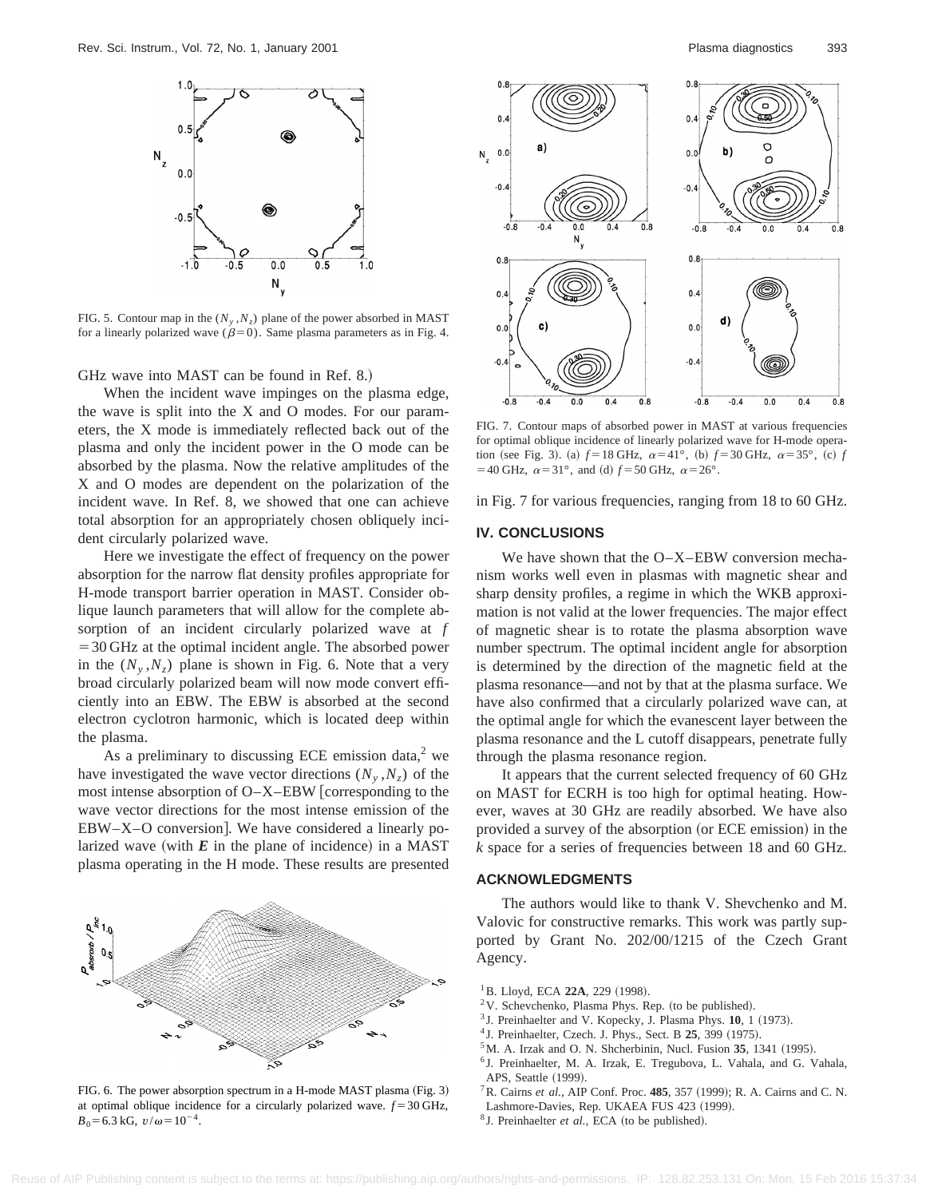FIG. 5. Contour map in the $(N_y, N_z)$ plane of the power absorbed in MAST for a linearly polarized wave ($\beta = 0$). Same plasma parameters as in Fig. 4.

GHz wave into MAST can be found in Ref. 8.)

When the incident wave impinges on the plasma edge, the wave is split into the X and O modes. For our parameters, the X mode is immediately reflected back out of the plasma and only the incident power in the O mode can be absorbed by the plasma. Now the relative amplitudes of the X and O modes are dependent on the polarization of the incident wave. In Ref. 8, we showed that one can achieve total absorption for an appropriately chosen obliquely incident circularly polarized wave.

Here we investigate the effect of frequency on the power absorption for the narrow flat density profiles appropriate for H-mode transport barrier operation in MAST. Consider oblique launch parameters that will allow for the complete absorption of an incident circularly polarized wave at $f = 30$ GHz at the optimal incident angle. The absorbed power in the $(N_y, N_z)$ plane is shown in Fig. 6. Note that a very broad circularly polarized beam will now mode convert efficiently into an EBW. The EBW is absorbed at the second electron cyclotron harmonic, which is located deep within the plasma.

As a preliminary to discussing ECE emission data,[2] we have investigated the wave vector directions $(N_y, N_z)$ of the most intense absorption of O–X–EBW [corresponding to the wave vector directions for the most intense emission of the EBW–X–O conversion]. We have considered a linearly polarized wave (with $\boldsymbol{E}$ in the plane of incidence) in a MAST plasma operating in the H mode. These results are presented in Fig. 7 for various frequencies, ranging from 18 to 60 GHz.

FIG. 6. The power absorption spectrum in a H-mode MAST plasma (Fig. 3) at optimal oblique incidence for a circularly polarized wave. $f = 30$ GHz, $B_0 = 6.3$ kG, $v/\omega = 10^{-4}$.

FIG. 7. Contour maps of absorbed power in MAST at various frequencies for optimal oblique incidence of linearly polarized wave for H-mode operation (see Fig. 3). (a) $f = 18$ GHz, $\alpha = 41°$, (b) $f = 30$ GHz, $\alpha = 35°$, (c) $f = 40$ GHz, $\alpha = 31°$, and (d) $f = 50$ GHz, $\alpha = 26°$.

## IV. CONCLUSIONS

We have shown that the O–X–EBW conversion mechanism works well even in plasmas with magnetic shear and sharp density profiles, a regime in which the WKB approximation is not valid at the lower frequencies. The major effect of magnetic shear is to rotate the plasma absorption wave number spectrum. The optimal incident angle for absorption is determined by the direction of the magnetic field at the plasma resonance—and not by that at the plasma surface. We have also confirmed that a circularly polarized wave can, at the optimal angle for which the evanescent layer between the plasma resonance and the L cutoff disappears, penetrate fully through the plasma resonance region.

It appears that the current selected frequency of 60 GHz on MAST for ECRH is too high for optimal heating. However, waves at 30 GHz are readily absorbed. We have also provided a survey of the absorption (or ECE emission) in the $k$ space for a series of frequencies between 18 and 60 GHz.

## ACKNOWLEDGMENTS

The authors would like to thank V. Shevchenko and M. Valovic for constructive remarks. This work was partly supported by Grant No. 202/00/1215 of the Czech Grant Agency.

[1] B. Lloyd, ECA **22A**, 229 (1998).
[2] V. Schevchenko, Plasma Phys. Rep. (to be published).
[3] J. Preinhaelter and V. Kopecky, J. Plasma Phys. **10**, 1 (1973).
[4] J. Preinhaelter, Czech. J. Phys., Sect. B **25**, 399 (1975).
[5] M. A. Irzak and O. N. Shcherbinin, Nucl. Fusion **35**, 1341 (1995).
[6] J. Preinhaelter, M. A. Irzak, E. Tregubova, L. Vahala, and G. Vahala, APS, Seattle (1999).
[7] R. Cairns *et al.*, AIP Conf. Proc. **485**, 357 (1999); R. A. Cairns and C. N. Lashmore-Davies, Rep. UKAEA FUS 423 (1999).
[8] J. Preinhaelter *et al.*, ECA (to be published).